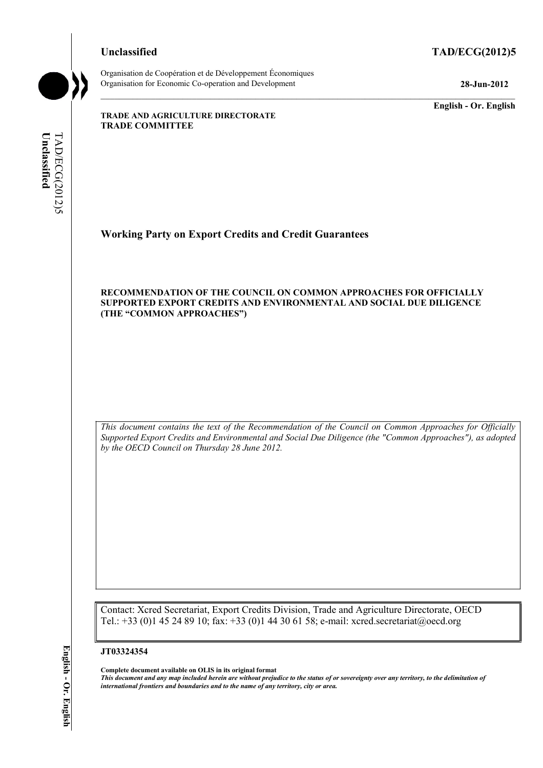**Unclassified** **TAD/ECG(2012)5**

Organisation de Coopération et de Développement Économiques
Organisation for Economic Co-operation and Development **28-Jun-2012**

**English - Or. English**

**TRADE AND AGRICULTURE DIRECTORATE**
**TRADE COMMITTEE**

# Working Party on Export Credits and Credit Guarantees

**RECOMMENDATION OF THE COUNCIL ON COMMON APPROACHES FOR OFFICIALLY SUPPORTED EXPORT CREDITS AND ENVIRONMENTAL AND SOCIAL DUE DILIGENCE (THE "COMMON APPROACHES")**

*This document contains the text of the Recommendation of the Council on Common Approaches for Officially Supported Export Credits and Environmental and Social Due Diligence (the "Common Approaches"), as adopted by the OECD Council on Thursday 28 June 2012.*

Contact: Xcred Secretariat, Export Credits Division, Trade and Agriculture Directorate, OECD
Tel.: +33 (0)1 45 24 89 10; fax: +33 (0)1 44 30 61 58; e-mail: xcred.secretariat@oecd.org

**JT03324354**

**Complete document available on OLIS in its original format**
***This document and any map included herein are without prejudice to the status of or sovereignty over any territory, to the delimitation of international frontiers and boundaries and to the name of any territory, city or area.***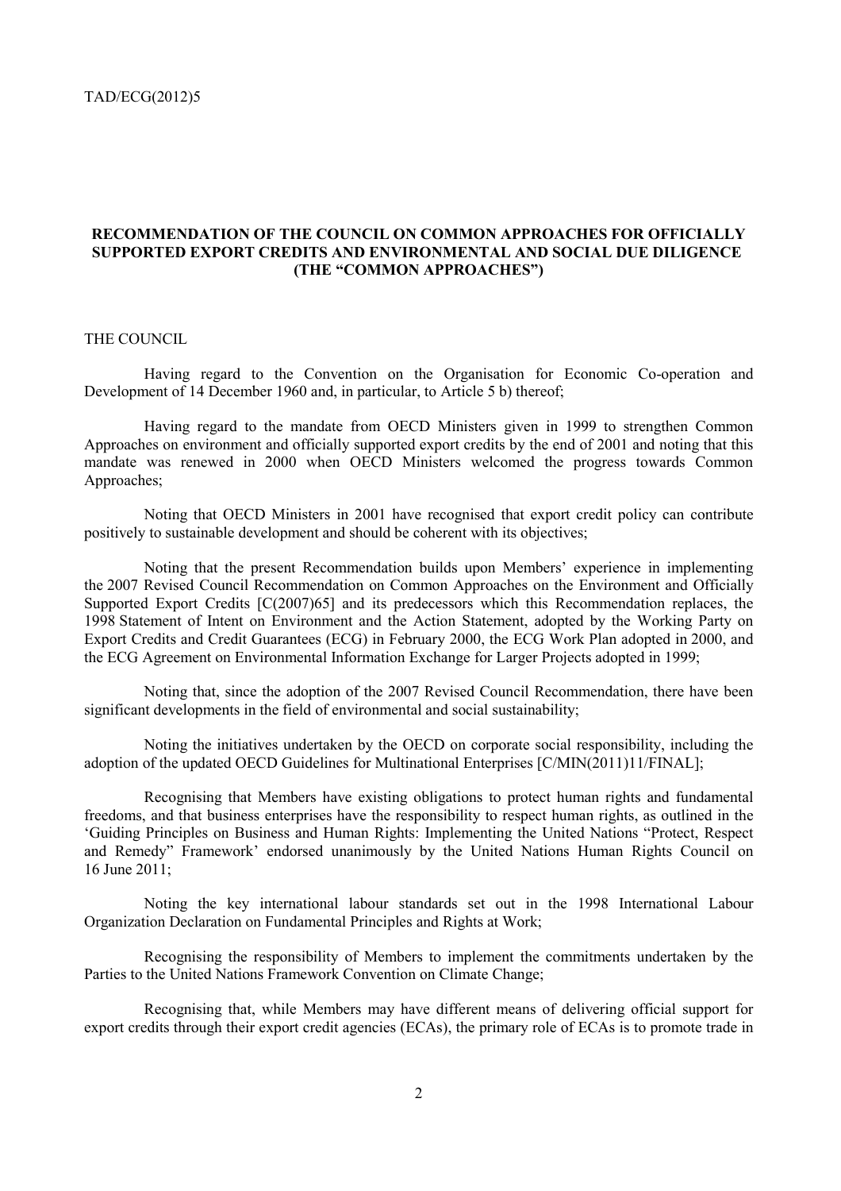## RECOMMENDATION OF THE COUNCIL ON COMMON APPROACHES FOR OFFICIALLY SUPPORTED EXPORT CREDITS AND ENVIRONMENTAL AND SOCIAL DUE DILIGENCE (THE "COMMON APPROACHES")

THE COUNCIL

Having regard to the Convention on the Organisation for Economic Co-operation and Development of 14 December 1960 and, in particular, to Article 5 b) thereof;

Having regard to the mandate from OECD Ministers given in 1999 to strengthen Common Approaches on environment and officially supported export credits by the end of 2001 and noting that this mandate was renewed in 2000 when OECD Ministers welcomed the progress towards Common Approaches;

Noting that OECD Ministers in 2001 have recognised that export credit policy can contribute positively to sustainable development and should be coherent with its objectives;

Noting that the present Recommendation builds upon Members' experience in implementing the 2007 Revised Council Recommendation on Common Approaches on the Environment and Officially Supported Export Credits [C(2007)65] and its predecessors which this Recommendation replaces, the 1998 Statement of Intent on Environment and the Action Statement, adopted by the Working Party on Export Credits and Credit Guarantees (ECG) in February 2000, the ECG Work Plan adopted in 2000, and the ECG Agreement on Environmental Information Exchange for Larger Projects adopted in 1999;

Noting that, since the adoption of the 2007 Revised Council Recommendation, there have been significant developments in the field of environmental and social sustainability;

Noting the initiatives undertaken by the OECD on corporate social responsibility, including the adoption of the updated OECD Guidelines for Multinational Enterprises [C/MIN(2011)11/FINAL];

Recognising that Members have existing obligations to protect human rights and fundamental freedoms, and that business enterprises have the responsibility to respect human rights, as outlined in the 'Guiding Principles on Business and Human Rights: Implementing the United Nations "Protect, Respect and Remedy" Framework' endorsed unanimously by the United Nations Human Rights Council on 16 June 2011;

Noting the key international labour standards set out in the 1998 International Labour Organization Declaration on Fundamental Principles and Rights at Work;

Recognising the responsibility of Members to implement the commitments undertaken by the Parties to the United Nations Framework Convention on Climate Change;

Recognising that, while Members may have different means of delivering official support for export credits through their export credit agencies (ECAs), the primary role of ECAs is to promote trade in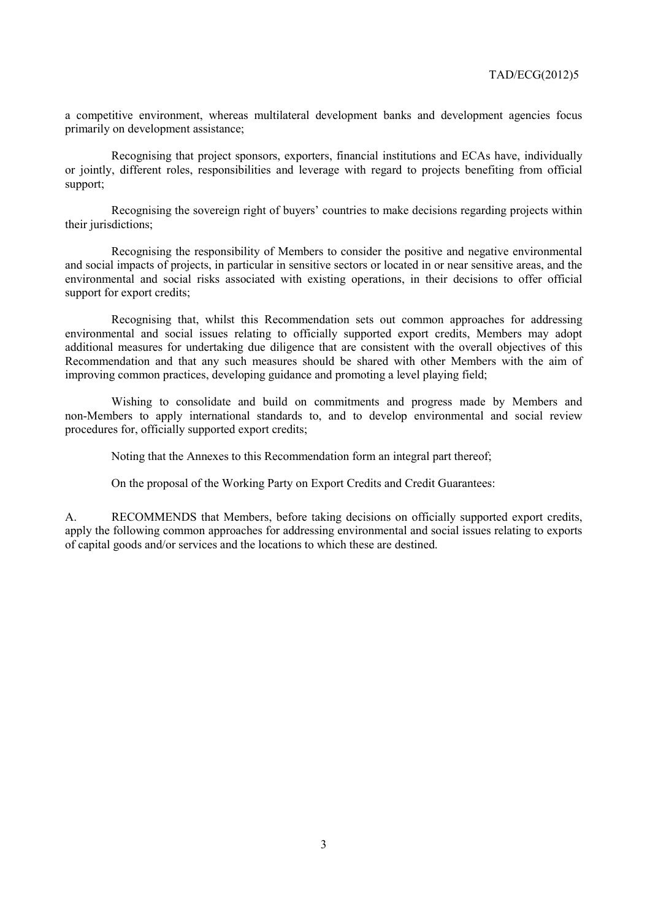a competitive environment, whereas multilateral development banks and development agencies focus primarily on development assistance;

Recognising that project sponsors, exporters, financial institutions and ECAs have, individually or jointly, different roles, responsibilities and leverage with regard to projects benefiting from official support;

Recognising the sovereign right of buyers' countries to make decisions regarding projects within their jurisdictions;

Recognising the responsibility of Members to consider the positive and negative environmental and social impacts of projects, in particular in sensitive sectors or located in or near sensitive areas, and the environmental and social risks associated with existing operations, in their decisions to offer official support for export credits;

Recognising that, whilst this Recommendation sets out common approaches for addressing environmental and social issues relating to officially supported export credits, Members may adopt additional measures for undertaking due diligence that are consistent with the overall objectives of this Recommendation and that any such measures should be shared with other Members with the aim of improving common practices, developing guidance and promoting a level playing field;

Wishing to consolidate and build on commitments and progress made by Members and non-Members to apply international standards to, and to develop environmental and social review procedures for, officially supported export credits;

Noting that the Annexes to this Recommendation form an integral part thereof;

On the proposal of the Working Party on Export Credits and Credit Guarantees:

A. RECOMMENDS that Members, before taking decisions on officially supported export credits, apply the following common approaches for addressing environmental and social issues relating to exports of capital goods and/or services and the locations to which these are destined.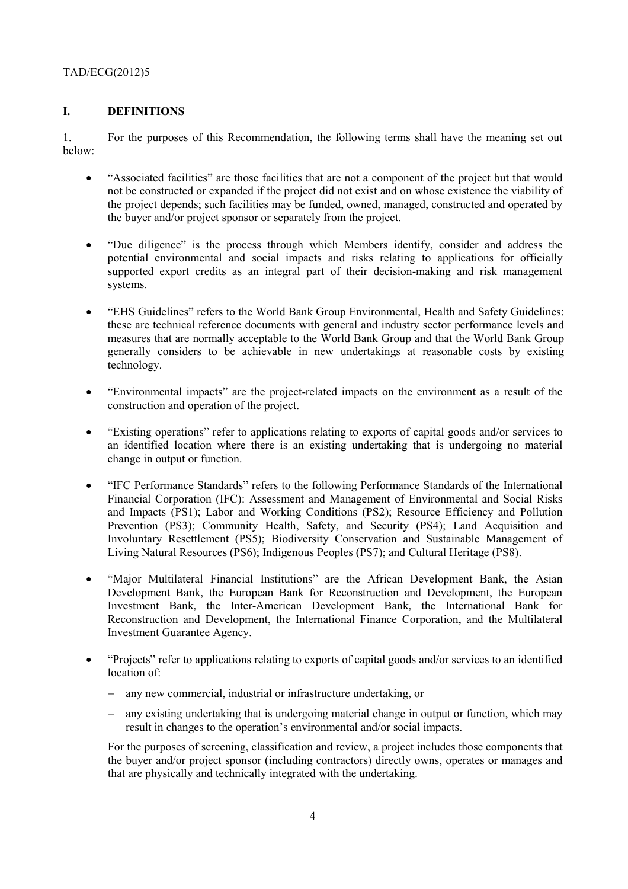## I. DEFINITIONS

1. For the purposes of this Recommendation, the following terms shall have the meaning set out below:

- "Associated facilities" are those facilities that are not a component of the project but that would not be constructed or expanded if the project did not exist and on whose existence the viability of the project depends; such facilities may be funded, owned, managed, constructed and operated by the buyer and/or project sponsor or separately from the project.
- "Due diligence" is the process through which Members identify, consider and address the potential environmental and social impacts and risks relating to applications for officially supported export credits as an integral part of their decision-making and risk management systems.
- "EHS Guidelines" refers to the World Bank Group Environmental, Health and Safety Guidelines: these are technical reference documents with general and industry sector performance levels and measures that are normally acceptable to the World Bank Group and that the World Bank Group generally considers to be achievable in new undertakings at reasonable costs by existing technology.
- "Environmental impacts" are the project-related impacts on the environment as a result of the construction and operation of the project.
- "Existing operations" refer to applications relating to exports of capital goods and/or services to an identified location where there is an existing undertaking that is undergoing no material change in output or function.
- "IFC Performance Standards" refers to the following Performance Standards of the International Financial Corporation (IFC): Assessment and Management of Environmental and Social Risks and Impacts (PS1); Labor and Working Conditions (PS2); Resource Efficiency and Pollution Prevention (PS3); Community Health, Safety, and Security (PS4); Land Acquisition and Involuntary Resettlement (PS5); Biodiversity Conservation and Sustainable Management of Living Natural Resources (PS6); Indigenous Peoples (PS7); and Cultural Heritage (PS8).
- "Major Multilateral Financial Institutions" are the African Development Bank, the Asian Development Bank, the European Bank for Reconstruction and Development, the European Investment Bank, the Inter-American Development Bank, the International Bank for Reconstruction and Development, the International Finance Corporation, and the Multilateral Investment Guarantee Agency.
- "Projects" refer to applications relating to exports of capital goods and/or services to an identified location of:
  - any new commercial, industrial or infrastructure undertaking, or
  - any existing undertaking that is undergoing material change in output or function, which may result in changes to the operation's environmental and/or social impacts.

  For the purposes of screening, classification and review, a project includes those components that the buyer and/or project sponsor (including contractors) directly owns, operates or manages and that are physically and technically integrated with the undertaking.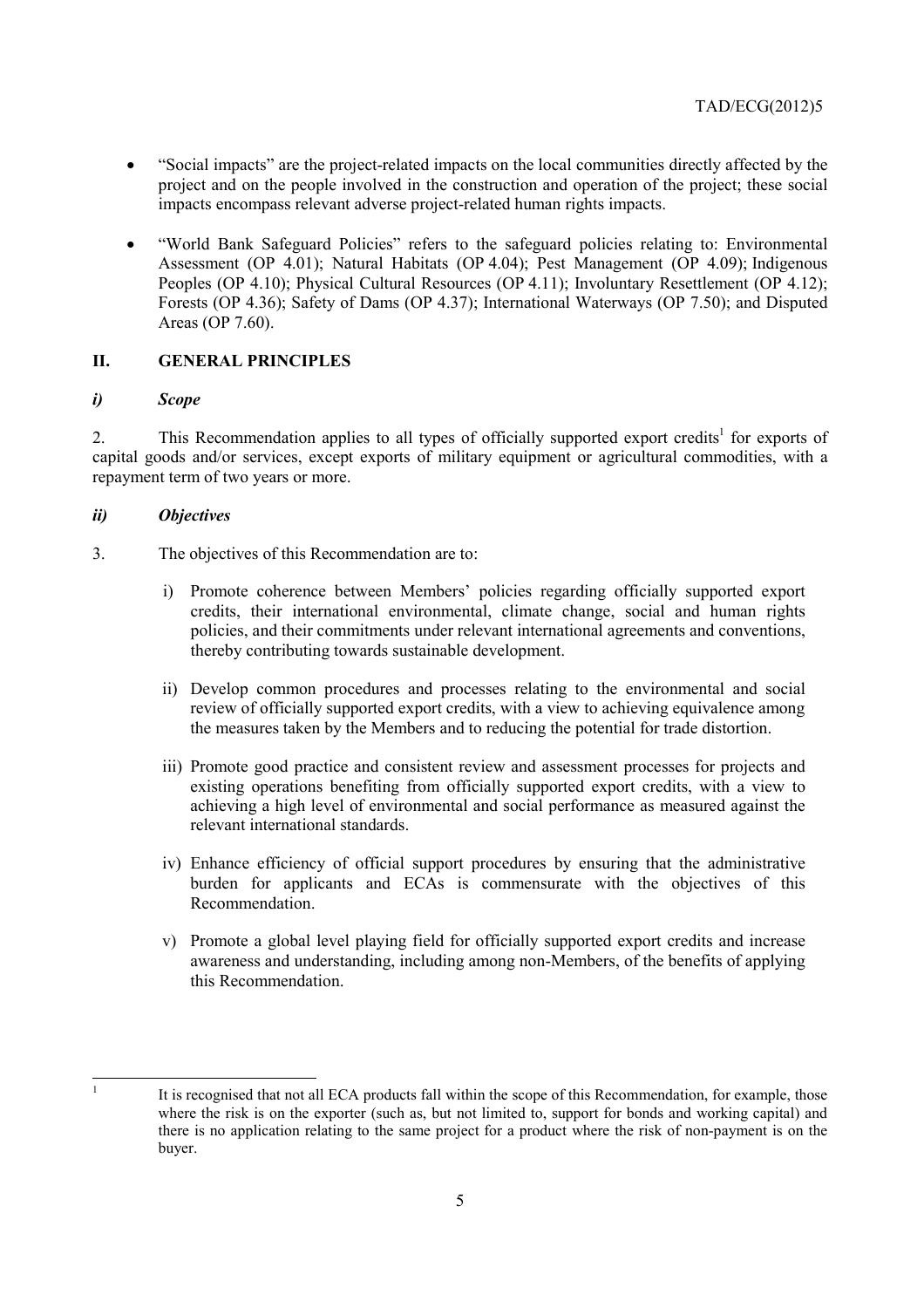- "Social impacts" are the project-related impacts on the local communities directly affected by the project and on the people involved in the construction and operation of the project; these social impacts encompass relevant adverse project-related human rights impacts.

- "World Bank Safeguard Policies" refers to the safeguard policies relating to: Environmental Assessment (OP 4.01); Natural Habitats (OP 4.04); Pest Management (OP 4.09); Indigenous Peoples (OP 4.10); Physical Cultural Resources (OP 4.11); Involuntary Resettlement (OP 4.12); Forests (OP 4.36); Safety of Dams (OP 4.37); International Waterways (OP 7.50); and Disputed Areas (OP 7.60).

## II. GENERAL PRINCIPLES

### *i) Scope*

2. This Recommendation applies to all types of officially supported export credits[1] for exports of capital goods and/or services, except exports of military equipment or agricultural commodities, with a repayment term of two years or more.

### *ii) Objectives*

3. The objectives of this Recommendation are to:

i) Promote coherence between Members' policies regarding officially supported export credits, their international environmental, climate change, social and human rights policies, and their commitments under relevant international agreements and conventions, thereby contributing towards sustainable development.

ii) Develop common procedures and processes relating to the environmental and social review of officially supported export credits, with a view to achieving equivalence among the measures taken by the Members and to reducing the potential for trade distortion.

iii) Promote good practice and consistent review and assessment processes for projects and existing operations benefiting from officially supported export credits, with a view to achieving a high level of environmental and social performance as measured against the relevant international standards.

iv) Enhance efficiency of official support procedures by ensuring that the administrative burden for applicants and ECAs is commensurate with the objectives of this Recommendation.

v) Promote a global level playing field for officially supported export credits and increase awareness and understanding, including among non-Members, of the benefits of applying this Recommendation.

---

[1] It is recognised that not all ECA products fall within the scope of this Recommendation, for example, those where the risk is on the exporter (such as, but not limited to, support for bonds and working capital) and there is no application relating to the same project for a product where the risk of non-payment is on the buyer.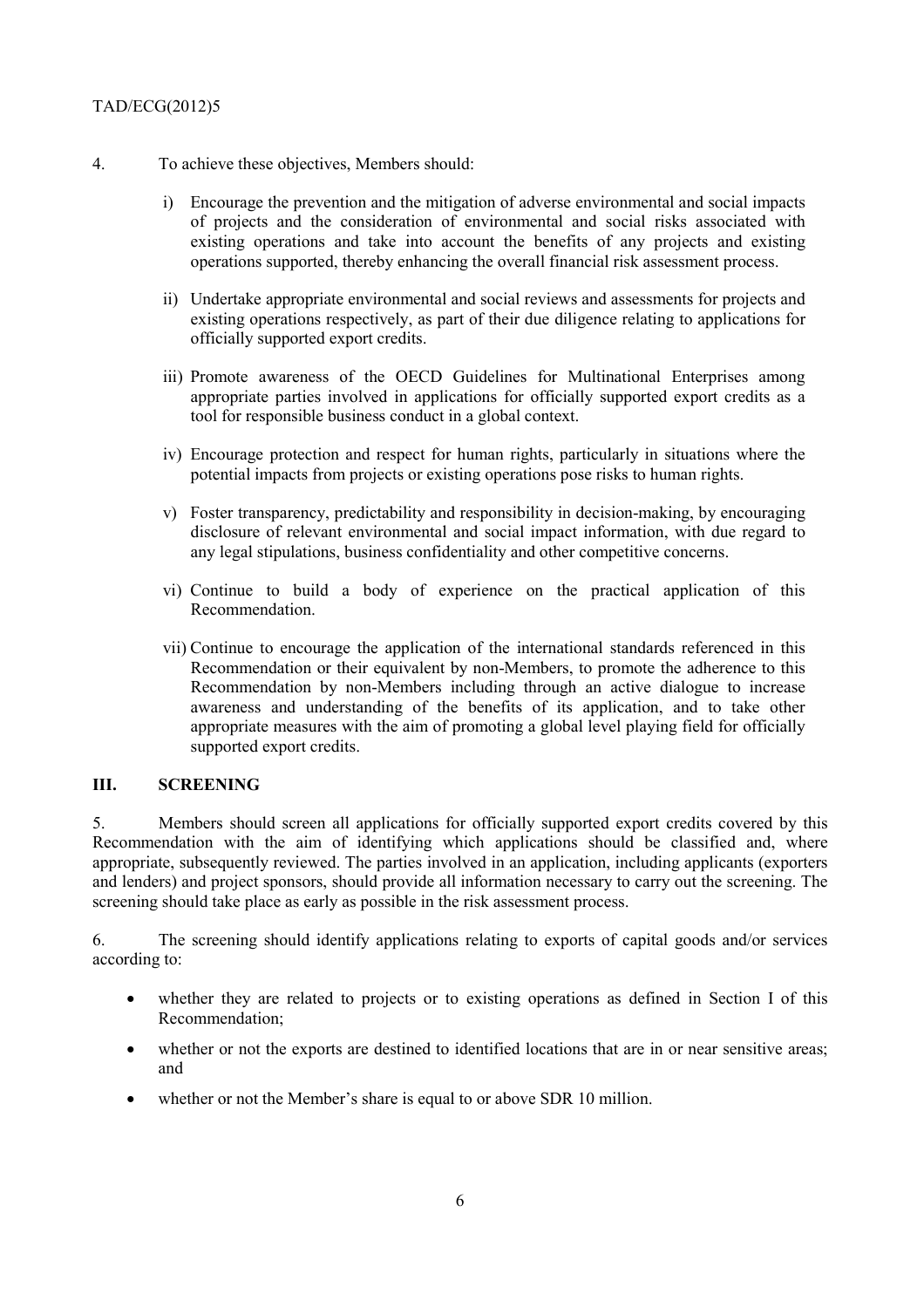4. To achieve these objectives, Members should:

i) Encourage the prevention and the mitigation of adverse environmental and social impacts of projects and the consideration of environmental and social risks associated with existing operations and take into account the benefits of any projects and existing operations supported, thereby enhancing the overall financial risk assessment process.

ii) Undertake appropriate environmental and social reviews and assessments for projects and existing operations respectively, as part of their due diligence relating to applications for officially supported export credits.

iii) Promote awareness of the OECD Guidelines for Multinational Enterprises among appropriate parties involved in applications for officially supported export credits as a tool for responsible business conduct in a global context.

iv) Encourage protection and respect for human rights, particularly in situations where the potential impacts from projects or existing operations pose risks to human rights.

v) Foster transparency, predictability and responsibility in decision-making, by encouraging disclosure of relevant environmental and social impact information, with due regard to any legal stipulations, business confidentiality and other competitive concerns.

vi) Continue to build a body of experience on the practical application of this Recommendation.

vii) Continue to encourage the application of the international standards referenced in this Recommendation or their equivalent by non-Members, to promote the adherence to this Recommendation by non-Members including through an active dialogue to increase awareness and understanding of the benefits of its application, and to take other appropriate measures with the aim of promoting a global level playing field for officially supported export credits.

## III. SCREENING

5. Members should screen all applications for officially supported export credits covered by this Recommendation with the aim of identifying which applications should be classified and, where appropriate, subsequently reviewed. The parties involved in an application, including applicants (exporters and lenders) and project sponsors, should provide all information necessary to carry out the screening. The screening should take place as early as possible in the risk assessment process.

6. The screening should identify applications relating to exports of capital goods and/or services according to:

- whether they are related to projects or to existing operations as defined in Section I of this Recommendation;
- whether or not the exports are destined to identified locations that are in or near sensitive areas; and
- whether or not the Member's share is equal to or above SDR 10 million.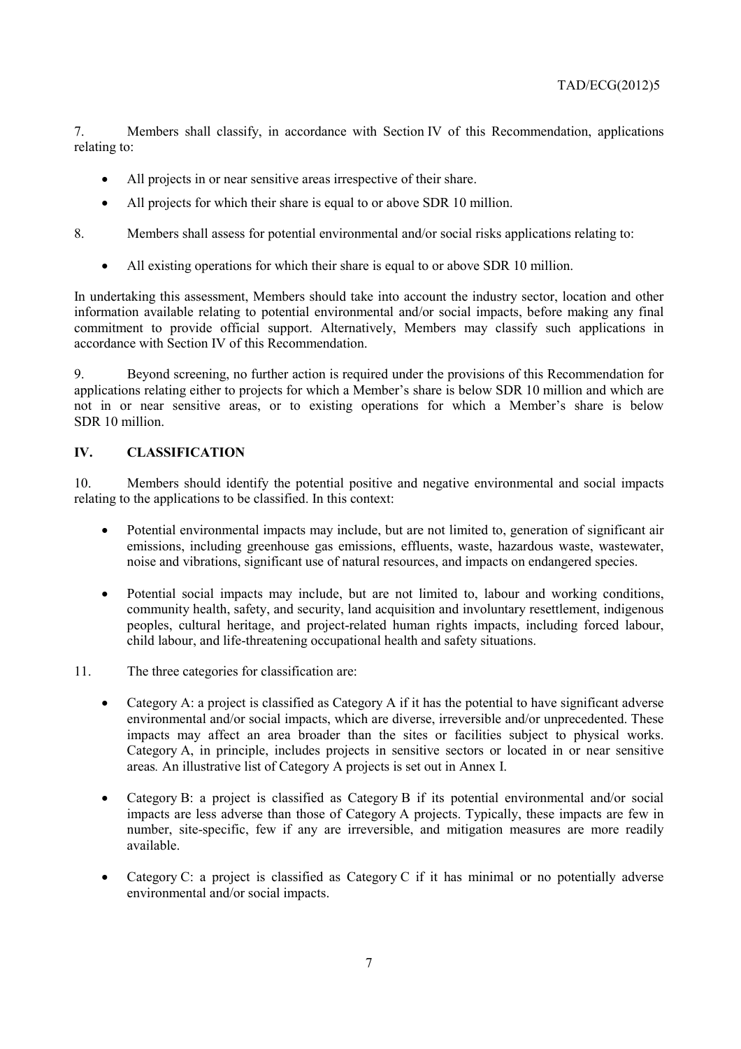7. Members shall classify, in accordance with Section IV of this Recommendation, applications relating to:

- All projects in or near sensitive areas irrespective of their share.
- All projects for which their share is equal to or above SDR 10 million.

8. Members shall assess for potential environmental and/or social risks applications relating to:

- All existing operations for which their share is equal to or above SDR 10 million.

In undertaking this assessment, Members should take into account the industry sector, location and other information available relating to potential environmental and/or social impacts, before making any final commitment to provide official support. Alternatively, Members may classify such applications in accordance with Section IV of this Recommendation.

9. Beyond screening, no further action is required under the provisions of this Recommendation for applications relating either to projects for which a Member's share is below SDR 10 million and which are not in or near sensitive areas, or to existing operations for which a Member's share is below SDR 10 million.

## IV. CLASSIFICATION

10. Members should identify the potential positive and negative environmental and social impacts relating to the applications to be classified. In this context:

- Potential environmental impacts may include, but are not limited to, generation of significant air emissions, including greenhouse gas emissions, effluents, waste, hazardous waste, wastewater, noise and vibrations, significant use of natural resources, and impacts on endangered species.
- Potential social impacts may include, but are not limited to, labour and working conditions, community health, safety, and security, land acquisition and involuntary resettlement, indigenous peoples, cultural heritage, and project-related human rights impacts, including forced labour, child labour, and life-threatening occupational health and safety situations.

11. The three categories for classification are:

- Category A: a project is classified as Category A if it has the potential to have significant adverse environmental and/or social impacts, which are diverse, irreversible and/or unprecedented. These impacts may affect an area broader than the sites or facilities subject to physical works. Category A, in principle, includes projects in sensitive sectors or located in or near sensitive areas*.* An illustrative list of Category A projects is set out in Annex I.
- Category B: a project is classified as Category B if its potential environmental and/or social impacts are less adverse than those of Category A projects. Typically, these impacts are few in number, site-specific, few if any are irreversible, and mitigation measures are more readily available.
- Category C: a project is classified as Category C if it has minimal or no potentially adverse environmental and/or social impacts.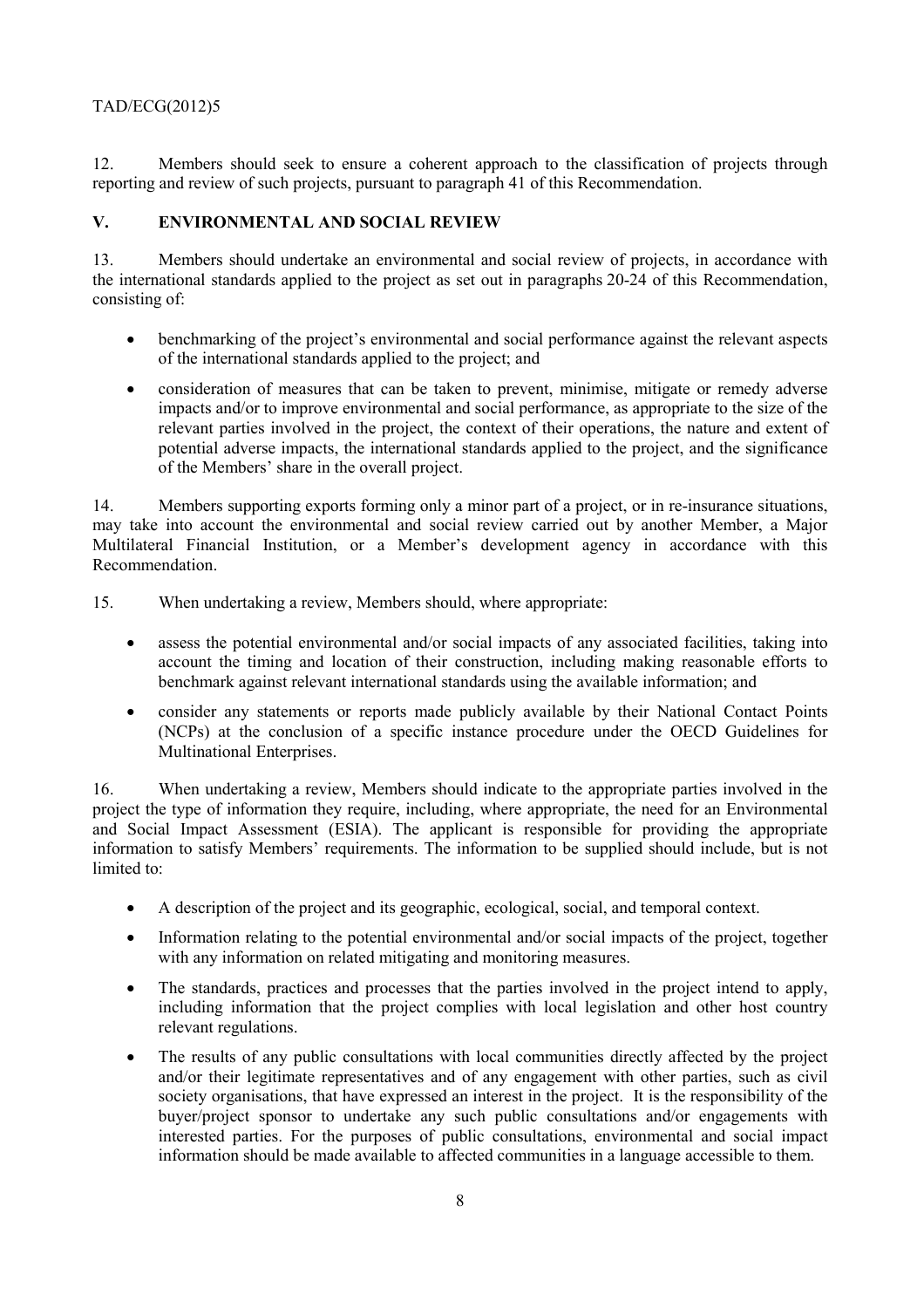12. Members should seek to ensure a coherent approach to the classification of projects through reporting and review of such projects, pursuant to paragraph 41 of this Recommendation.

## V. ENVIRONMENTAL AND SOCIAL REVIEW

13. Members should undertake an environmental and social review of projects, in accordance with the international standards applied to the project as set out in paragraphs 20-24 of this Recommendation, consisting of:

- benchmarking of the project's environmental and social performance against the relevant aspects of the international standards applied to the project; and
- consideration of measures that can be taken to prevent, minimise, mitigate or remedy adverse impacts and/or to improve environmental and social performance, as appropriate to the size of the relevant parties involved in the project, the context of their operations, the nature and extent of potential adverse impacts, the international standards applied to the project, and the significance of the Members' share in the overall project.

14. Members supporting exports forming only a minor part of a project, or in re-insurance situations, may take into account the environmental and social review carried out by another Member, a Major Multilateral Financial Institution, or a Member's development agency in accordance with this Recommendation.

15. When undertaking a review, Members should, where appropriate:

- assess the potential environmental and/or social impacts of any associated facilities, taking into account the timing and location of their construction, including making reasonable efforts to benchmark against relevant international standards using the available information; and
- consider any statements or reports made publicly available by their National Contact Points (NCPs) at the conclusion of a specific instance procedure under the OECD Guidelines for Multinational Enterprises.

16. When undertaking a review, Members should indicate to the appropriate parties involved in the project the type of information they require, including, where appropriate, the need for an Environmental and Social Impact Assessment (ESIA). The applicant is responsible for providing the appropriate information to satisfy Members' requirements. The information to be supplied should include, but is not limited to:

- A description of the project and its geographic, ecological, social, and temporal context.
- Information relating to the potential environmental and/or social impacts of the project, together with any information on related mitigating and monitoring measures.
- The standards, practices and processes that the parties involved in the project intend to apply, including information that the project complies with local legislation and other host country relevant regulations.
- The results of any public consultations with local communities directly affected by the project and/or their legitimate representatives and of any engagement with other parties, such as civil society organisations, that have expressed an interest in the project. It is the responsibility of the buyer/project sponsor to undertake any such public consultations and/or engagements with interested parties. For the purposes of public consultations, environmental and social impact information should be made available to affected communities in a language accessible to them.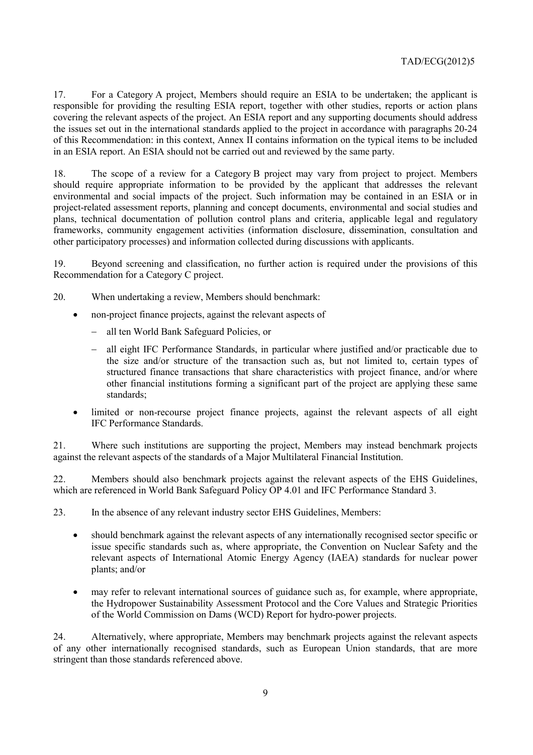17. For a Category A project, Members should require an ESIA to be undertaken; the applicant is responsible for providing the resulting ESIA report, together with other studies, reports or action plans covering the relevant aspects of the project. An ESIA report and any supporting documents should address the issues set out in the international standards applied to the project in accordance with paragraphs 20-24 of this Recommendation: in this context, Annex II contains information on the typical items to be included in an ESIA report. An ESIA should not be carried out and reviewed by the same party.

18. The scope of a review for a Category B project may vary from project to project. Members should require appropriate information to be provided by the applicant that addresses the relevant environmental and social impacts of the project. Such information may be contained in an ESIA or in project-related assessment reports, planning and concept documents, environmental and social studies and plans, technical documentation of pollution control plans and criteria, applicable legal and regulatory frameworks, community engagement activities (information disclosure, dissemination, consultation and other participatory processes) and information collected during discussions with applicants.

19. Beyond screening and classification, no further action is required under the provisions of this Recommendation for a Category C project.

20. When undertaking a review, Members should benchmark:

- non-project finance projects, against the relevant aspects of
  - all ten World Bank Safeguard Policies, or
  - all eight IFC Performance Standards, in particular where justified and/or practicable due to the size and/or structure of the transaction such as, but not limited to, certain types of structured finance transactions that share characteristics with project finance, and/or where other financial institutions forming a significant part of the project are applying these same standards;
- limited or non-recourse project finance projects, against the relevant aspects of all eight IFC Performance Standards.

21. Where such institutions are supporting the project, Members may instead benchmark projects against the relevant aspects of the standards of a Major Multilateral Financial Institution.

22. Members should also benchmark projects against the relevant aspects of the EHS Guidelines, which are referenced in World Bank Safeguard Policy OP 4.01 and IFC Performance Standard 3.

23. In the absence of any relevant industry sector EHS Guidelines, Members:

- should benchmark against the relevant aspects of any internationally recognised sector specific or issue specific standards such as, where appropriate, the Convention on Nuclear Safety and the relevant aspects of International Atomic Energy Agency (IAEA) standards for nuclear power plants; and/or
- may refer to relevant international sources of guidance such as, for example, where appropriate, the Hydropower Sustainability Assessment Protocol and the Core Values and Strategic Priorities of the World Commission on Dams (WCD) Report for hydro-power projects.

24. Alternatively, where appropriate, Members may benchmark projects against the relevant aspects of any other internationally recognised standards, such as European Union standards, that are more stringent than those standards referenced above.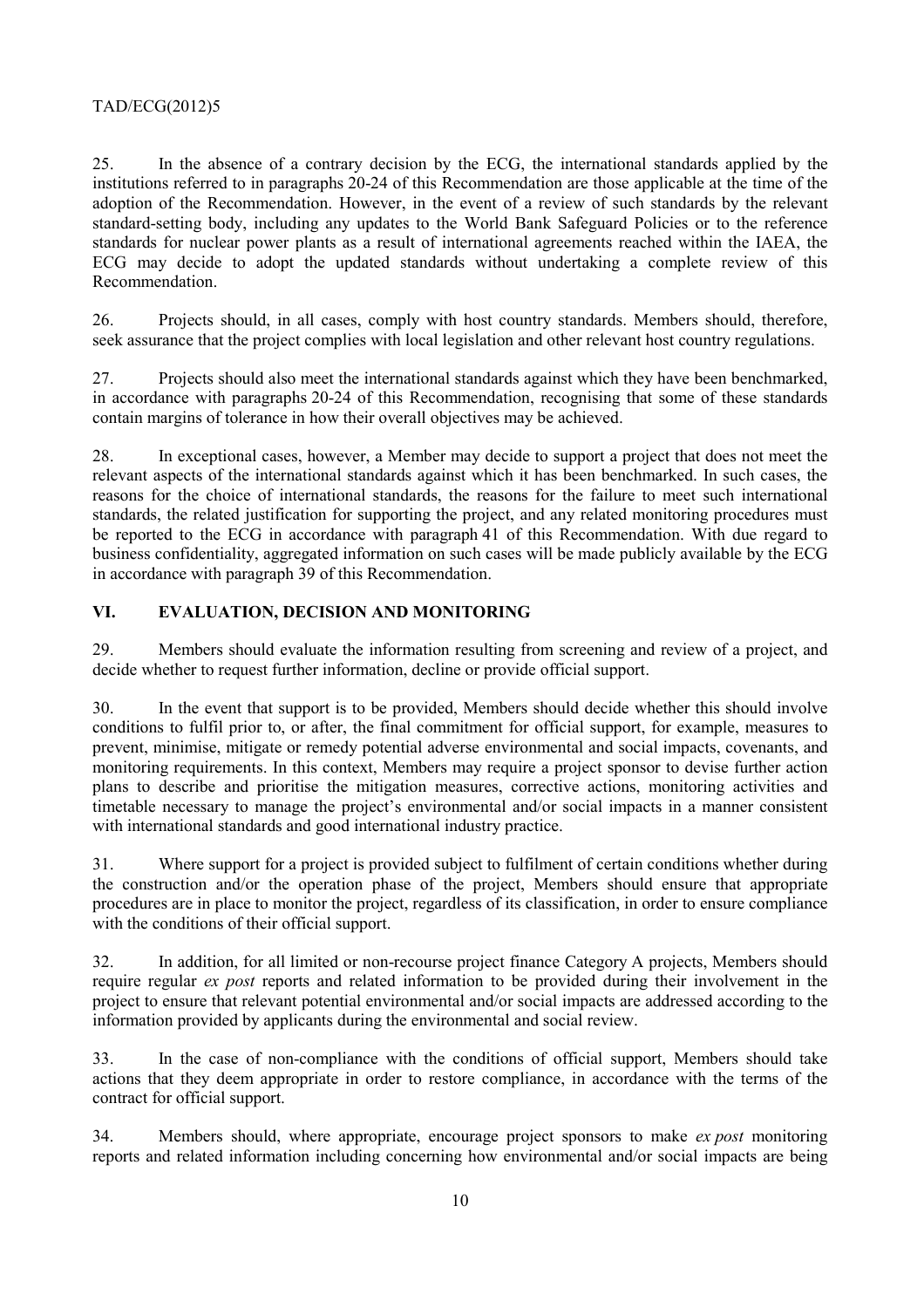25. In the absence of a contrary decision by the ECG, the international standards applied by the institutions referred to in paragraphs 20-24 of this Recommendation are those applicable at the time of the adoption of the Recommendation. However, in the event of a review of such standards by the relevant standard-setting body, including any updates to the World Bank Safeguard Policies or to the reference standards for nuclear power plants as a result of international agreements reached within the IAEA, the ECG may decide to adopt the updated standards without undertaking a complete review of this Recommendation.

26. Projects should, in all cases, comply with host country standards. Members should, therefore, seek assurance that the project complies with local legislation and other relevant host country regulations.

27. Projects should also meet the international standards against which they have been benchmarked, in accordance with paragraphs 20-24 of this Recommendation, recognising that some of these standards contain margins of tolerance in how their overall objectives may be achieved.

28. In exceptional cases, however, a Member may decide to support a project that does not meet the relevant aspects of the international standards against which it has been benchmarked. In such cases, the reasons for the choice of international standards, the reasons for the failure to meet such international standards, the related justification for supporting the project, and any related monitoring procedures must be reported to the ECG in accordance with paragraph 41 of this Recommendation. With due regard to business confidentiality, aggregated information on such cases will be made publicly available by the ECG in accordance with paragraph 39 of this Recommendation.

## VI. EVALUATION, DECISION AND MONITORING

29. Members should evaluate the information resulting from screening and review of a project, and decide whether to request further information, decline or provide official support.

30. In the event that support is to be provided, Members should decide whether this should involve conditions to fulfil prior to, or after, the final commitment for official support, for example, measures to prevent, minimise, mitigate or remedy potential adverse environmental and social impacts, covenants, and monitoring requirements. In this context, Members may require a project sponsor to devise further action plans to describe and prioritise the mitigation measures, corrective actions, monitoring activities and timetable necessary to manage the project's environmental and/or social impacts in a manner consistent with international standards and good international industry practice.

31. Where support for a project is provided subject to fulfilment of certain conditions whether during the construction and/or the operation phase of the project, Members should ensure that appropriate procedures are in place to monitor the project, regardless of its classification, in order to ensure compliance with the conditions of their official support.

32. In addition, for all limited or non-recourse project finance Category A projects, Members should require regular *ex post* reports and related information to be provided during their involvement in the project to ensure that relevant potential environmental and/or social impacts are addressed according to the information provided by applicants during the environmental and social review.

33. In the case of non-compliance with the conditions of official support, Members should take actions that they deem appropriate in order to restore compliance, in accordance with the terms of the contract for official support.

34. Members should, where appropriate, encourage project sponsors to make *ex post* monitoring reports and related information including concerning how environmental and/or social impacts are being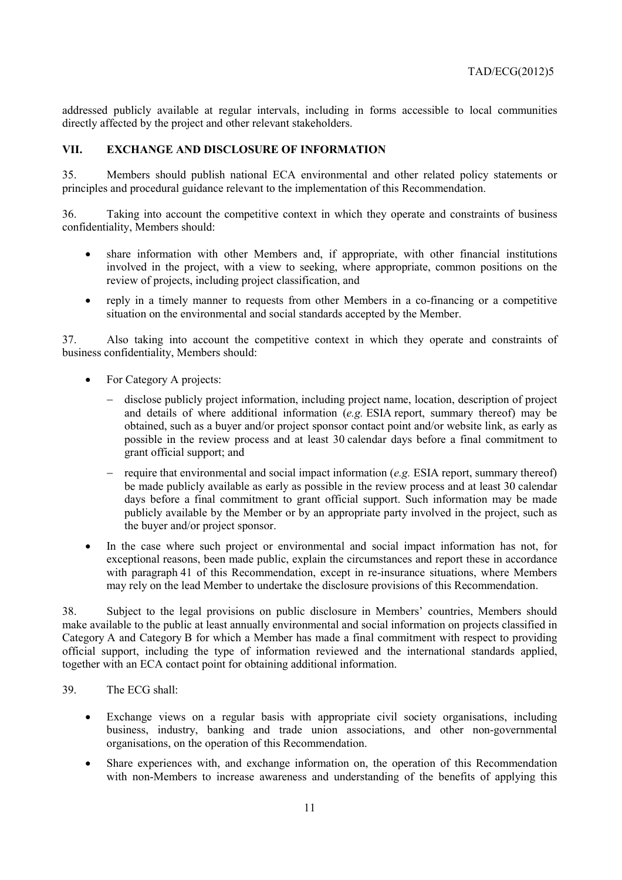addressed publicly available at regular intervals, including in forms accessible to local communities directly affected by the project and other relevant stakeholders.

## VII. EXCHANGE AND DISCLOSURE OF INFORMATION

35. Members should publish national ECA environmental and other related policy statements or principles and procedural guidance relevant to the implementation of this Recommendation.

36. Taking into account the competitive context in which they operate and constraints of business confidentiality, Members should:

- share information with other Members and, if appropriate, with other financial institutions involved in the project, with a view to seeking, where appropriate, common positions on the review of projects, including project classification, and
- reply in a timely manner to requests from other Members in a co-financing or a competitive situation on the environmental and social standards accepted by the Member.

37. Also taking into account the competitive context in which they operate and constraints of business confidentiality, Members should:

- For Category A projects:
  - disclose publicly project information, including project name, location, description of project and details of where additional information (*e.g.* ESIA report, summary thereof) may be obtained, such as a buyer and/or project sponsor contact point and/or website link, as early as possible in the review process and at least 30 calendar days before a final commitment to grant official support; and
  - require that environmental and social impact information (*e.g.* ESIA report, summary thereof) be made publicly available as early as possible in the review process and at least 30 calendar days before a final commitment to grant official support. Such information may be made publicly available by the Member or by an appropriate party involved in the project, such as the buyer and/or project sponsor.
- In the case where such project or environmental and social impact information has not, for exceptional reasons, been made public, explain the circumstances and report these in accordance with paragraph 41 of this Recommendation, except in re-insurance situations, where Members may rely on the lead Member to undertake the disclosure provisions of this Recommendation.

38. Subject to the legal provisions on public disclosure in Members' countries, Members should make available to the public at least annually environmental and social information on projects classified in Category A and Category B for which a Member has made a final commitment with respect to providing official support, including the type of information reviewed and the international standards applied, together with an ECA contact point for obtaining additional information.

39. The ECG shall:

- Exchange views on a regular basis with appropriate civil society organisations, including business, industry, banking and trade union associations, and other non-governmental organisations, on the operation of this Recommendation.
- Share experiences with, and exchange information on, the operation of this Recommendation with non-Members to increase awareness and understanding of the benefits of applying this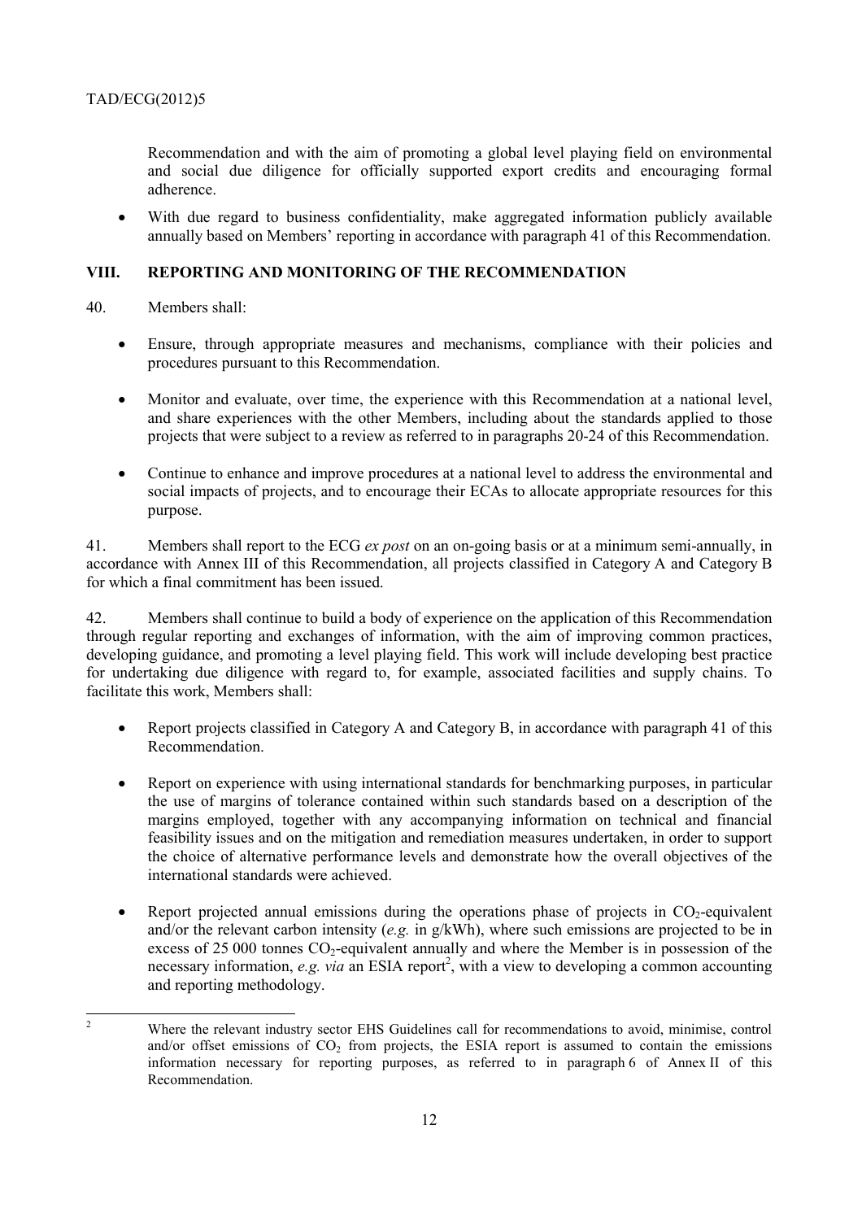Recommendation and with the aim of promoting a global level playing field on environmental and social due diligence for officially supported export credits and encouraging formal adherence.

- With due regard to business confidentiality, make aggregated information publicly available annually based on Members' reporting in accordance with paragraph 41 of this Recommendation.

## VIII. REPORTING AND MONITORING OF THE RECOMMENDATION

40. Members shall:

- Ensure, through appropriate measures and mechanisms, compliance with their policies and procedures pursuant to this Recommendation.
- Monitor and evaluate, over time, the experience with this Recommendation at a national level, and share experiences with the other Members, including about the standards applied to those projects that were subject to a review as referred to in paragraphs 20-24 of this Recommendation.
- Continue to enhance and improve procedures at a national level to address the environmental and social impacts of projects, and to encourage their ECAs to allocate appropriate resources for this purpose.

41. Members shall report to the ECG *ex post* on an on-going basis or at a minimum semi-annually, in accordance with Annex III of this Recommendation, all projects classified in Category A and Category B for which a final commitment has been issued.

42. Members shall continue to build a body of experience on the application of this Recommendation through regular reporting and exchanges of information, with the aim of improving common practices, developing guidance, and promoting a level playing field. This work will include developing best practice for undertaking due diligence with regard to, for example, associated facilities and supply chains. To facilitate this work, Members shall:

- Report projects classified in Category A and Category B, in accordance with paragraph 41 of this Recommendation.
- Report on experience with using international standards for benchmarking purposes, in particular the use of margins of tolerance contained within such standards based on a description of the margins employed, together with any accompanying information on technical and financial feasibility issues and on the mitigation and remediation measures undertaken, in order to support the choice of alternative performance levels and demonstrate how the overall objectives of the international standards were achieved.
- Report projected annual emissions during the operations phase of projects in $CO_2$-equivalent and/or the relevant carbon intensity (*e.g.* in g/kWh), where such emissions are projected to be in excess of 25 000 tonnes $CO_2$-equivalent annually and where the Member is in possession of the necessary information, *e.g. via* an ESIA report[2], with a view to developing a common accounting and reporting methodology.

---

[2] Where the relevant industry sector EHS Guidelines call for recommendations to avoid, minimise, control and/or offset emissions of $CO_2$ from projects, the ESIA report is assumed to contain the emissions information necessary for reporting purposes, as referred to in paragraph 6 of Annex II of this Recommendation.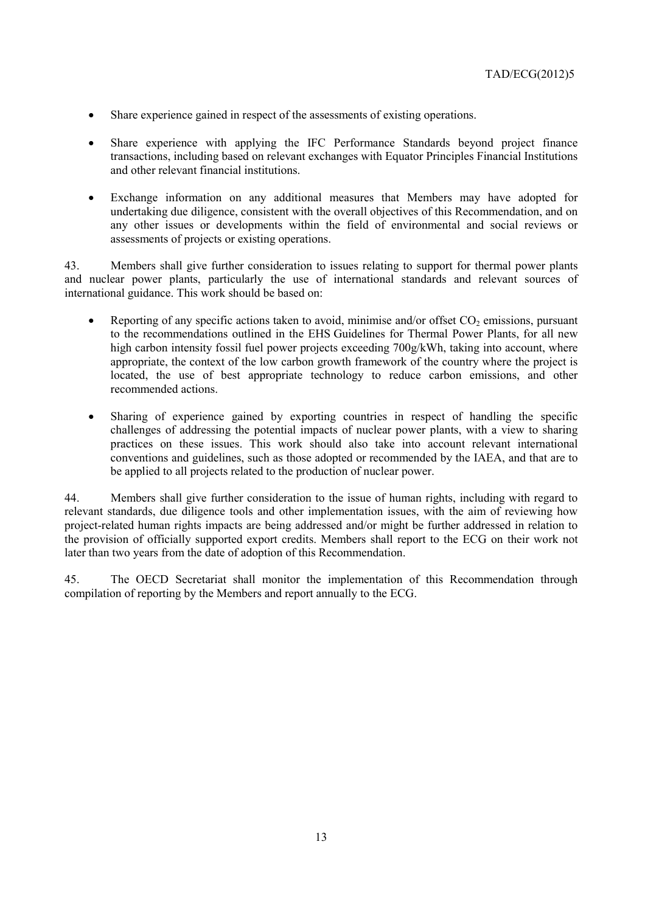- Share experience gained in respect of the assessments of existing operations.

- Share experience with applying the IFC Performance Standards beyond project finance transactions, including based on relevant exchanges with Equator Principles Financial Institutions and other relevant financial institutions.

- Exchange information on any additional measures that Members may have adopted for undertaking due diligence, consistent with the overall objectives of this Recommendation, and on any other issues or developments within the field of environmental and social reviews or assessments of projects or existing operations.

43. Members shall give further consideration to issues relating to support for thermal power plants and nuclear power plants, particularly the use of international standards and relevant sources of international guidance. This work should be based on:

- Reporting of any specific actions taken to avoid, minimise and/or offset $CO_2$ emissions, pursuant to the recommendations outlined in the EHS Guidelines for Thermal Power Plants, for all new high carbon intensity fossil fuel power projects exceeding 700g/kWh, taking into account, where appropriate, the context of the low carbon growth framework of the country where the project is located, the use of best appropriate technology to reduce carbon emissions, and other recommended actions.

- Sharing of experience gained by exporting countries in respect of handling the specific challenges of addressing the potential impacts of nuclear power plants, with a view to sharing practices on these issues. This work should also take into account relevant international conventions and guidelines, such as those adopted or recommended by the IAEA, and that are to be applied to all projects related to the production of nuclear power.

44. Members shall give further consideration to the issue of human rights, including with regard to relevant standards, due diligence tools and other implementation issues, with the aim of reviewing how project-related human rights impacts are being addressed and/or might be further addressed in relation to the provision of officially supported export credits. Members shall report to the ECG on their work not later than two years from the date of adoption of this Recommendation.

45. The OECD Secretariat shall monitor the implementation of this Recommendation through compilation of reporting by the Members and report annually to the ECG.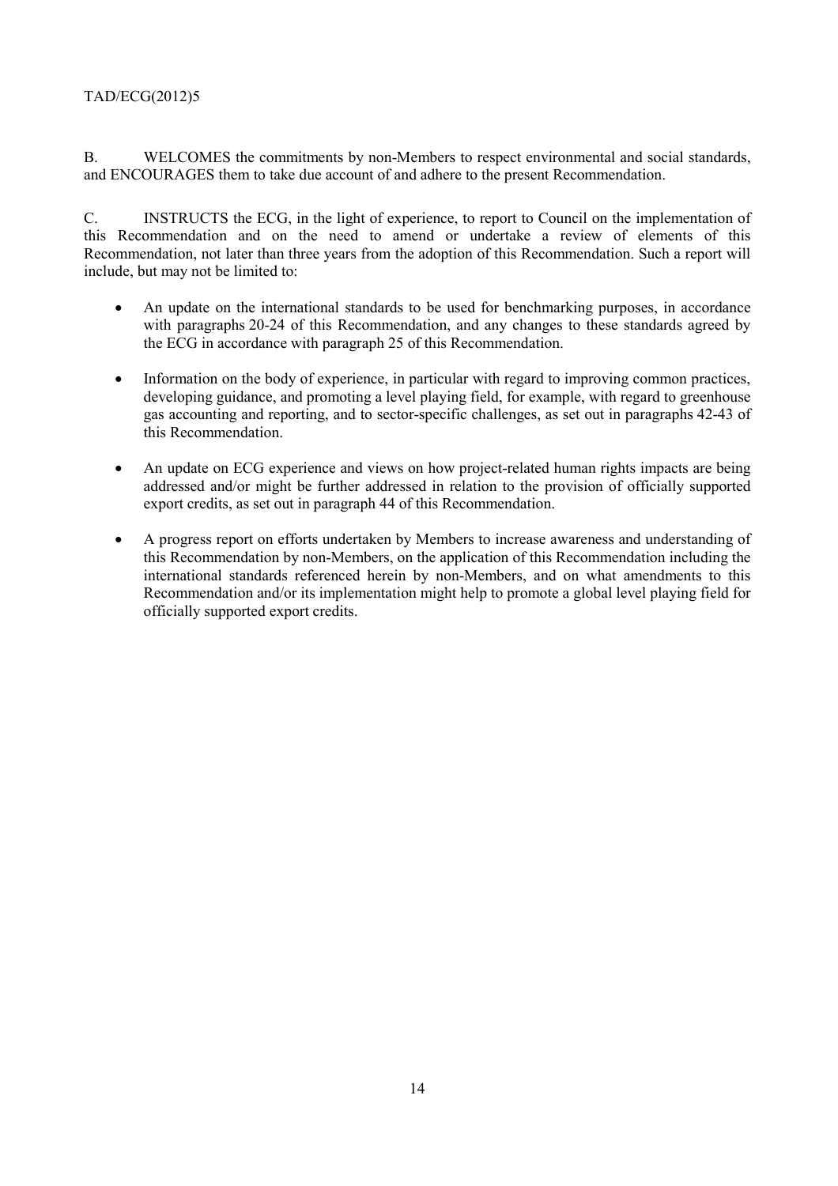B. WELCOMES the commitments by non-Members to respect environmental and social standards, and ENCOURAGES them to take due account of and adhere to the present Recommendation.

C. INSTRUCTS the ECG, in the light of experience, to report to Council on the implementation of this Recommendation and on the need to amend or undertake a review of elements of this Recommendation, not later than three years from the adoption of this Recommendation. Such a report will include, but may not be limited to:

- An update on the international standards to be used for benchmarking purposes, in accordance with paragraphs 20-24 of this Recommendation, and any changes to these standards agreed by the ECG in accordance with paragraph 25 of this Recommendation.
- Information on the body of experience, in particular with regard to improving common practices, developing guidance, and promoting a level playing field, for example, with regard to greenhouse gas accounting and reporting, and to sector-specific challenges, as set out in paragraphs 42-43 of this Recommendation.
- An update on ECG experience and views on how project-related human rights impacts are being addressed and/or might be further addressed in relation to the provision of officially supported export credits, as set out in paragraph 44 of this Recommendation.
- A progress report on efforts undertaken by Members to increase awareness and understanding of this Recommendation by non-Members, on the application of this Recommendation including the international standards referenced herein by non-Members, and on what amendments to this Recommendation and/or its implementation might help to promote a global level playing field for officially supported export credits.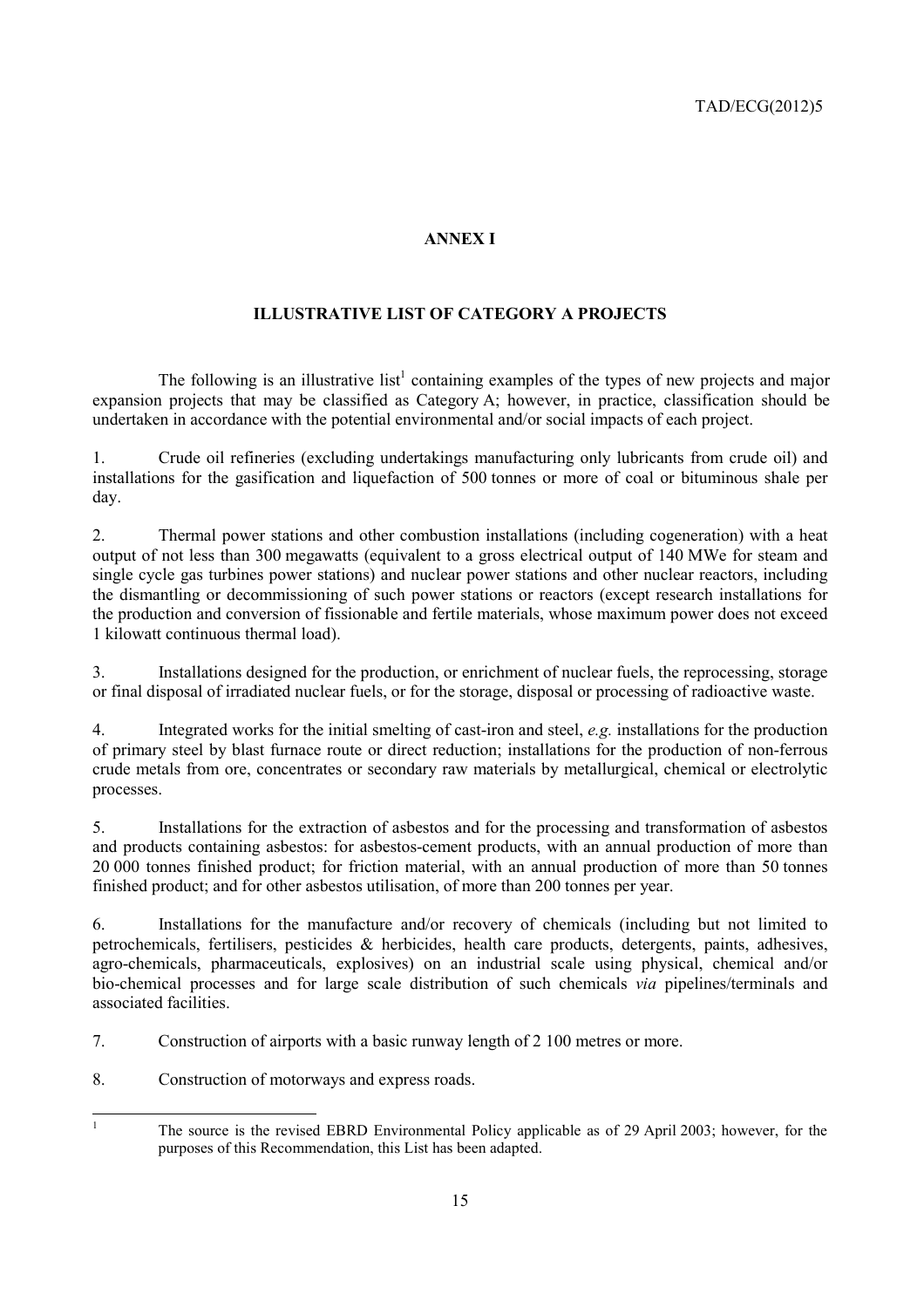# ANNEX I

## ILLUSTRATIVE LIST OF CATEGORY A PROJECTS

The following is an illustrative list[1] containing examples of the types of new projects and major expansion projects that may be classified as Category A; however, in practice, classification should be undertaken in accordance with the potential environmental and/or social impacts of each project.

1. Crude oil refineries (excluding undertakings manufacturing only lubricants from crude oil) and installations for the gasification and liquefaction of 500 tonnes or more of coal or bituminous shale per day.

2. Thermal power stations and other combustion installations (including cogeneration) with a heat output of not less than 300 megawatts (equivalent to a gross electrical output of 140 MWe for steam and single cycle gas turbines power stations) and nuclear power stations and other nuclear reactors, including the dismantling or decommissioning of such power stations or reactors (except research installations for the production and conversion of fissionable and fertile materials, whose maximum power does not exceed 1 kilowatt continuous thermal load).

3. Installations designed for the production, or enrichment of nuclear fuels, the reprocessing, storage or final disposal of irradiated nuclear fuels, or for the storage, disposal or processing of radioactive waste.

4. Integrated works for the initial smelting of cast-iron and steel, *e.g.* installations for the production of primary steel by blast furnace route or direct reduction; installations for the production of non-ferrous crude metals from ore, concentrates or secondary raw materials by metallurgical, chemical or electrolytic processes.

5. Installations for the extraction of asbestos and for the processing and transformation of asbestos and products containing asbestos: for asbestos-cement products, with an annual production of more than 20 000 tonnes finished product; for friction material, with an annual production of more than 50 tonnes finished product; and for other asbestos utilisation, of more than 200 tonnes per year.

6. Installations for the manufacture and/or recovery of chemicals (including but not limited to petrochemicals, fertilisers, pesticides & herbicides, health care products, detergents, paints, adhesives, agro-chemicals, pharmaceuticals, explosives) on an industrial scale using physical, chemical and/or bio-chemical processes and for large scale distribution of such chemicals *via* pipelines/terminals and associated facilities.

7. Construction of airports with a basic runway length of 2 100 metres or more.

8. Construction of motorways and express roads.

---

[1] The source is the revised EBRD Environmental Policy applicable as of 29 April 2003; however, for the purposes of this Recommendation, this List has been adapted.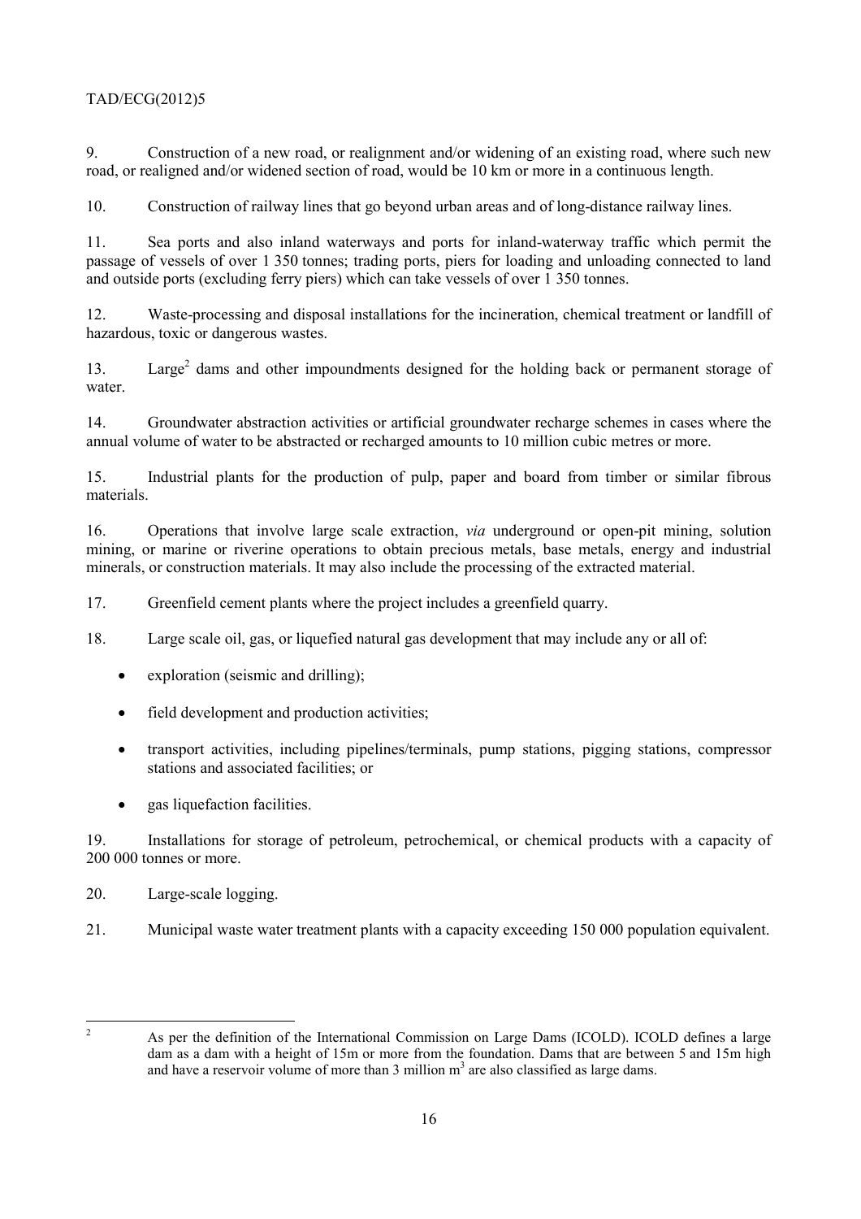9. Construction of a new road, or realignment and/or widening of an existing road, where such new road, or realigned and/or widened section of road, would be 10 km or more in a continuous length.

10. Construction of railway lines that go beyond urban areas and of long-distance railway lines.

11. Sea ports and also inland waterways and ports for inland-waterway traffic which permit the passage of vessels of over 1 350 tonnes; trading ports, piers for loading and unloading connected to land and outside ports (excluding ferry piers) which can take vessels of over 1 350 tonnes.

12. Waste-processing and disposal installations for the incineration, chemical treatment or landfill of hazardous, toxic or dangerous wastes.

13. Large[2] dams and other impoundments designed for the holding back or permanent storage of water.

14. Groundwater abstraction activities or artificial groundwater recharge schemes in cases where the annual volume of water to be abstracted or recharged amounts to 10 million cubic metres or more.

15. Industrial plants for the production of pulp, paper and board from timber or similar fibrous materials.

16. Operations that involve large scale extraction, *via* underground or open-pit mining, solution mining, or marine or riverine operations to obtain precious metals, base metals, energy and industrial minerals, or construction materials. It may also include the processing of the extracted material.

17. Greenfield cement plants where the project includes a greenfield quarry.

18. Large scale oil, gas, or liquefied natural gas development that may include any or all of:

- exploration (seismic and drilling);
- field development and production activities;
- transport activities, including pipelines/terminals, pump stations, pigging stations, compressor stations and associated facilities; or
- gas liquefaction facilities.

19. Installations for storage of petroleum, petrochemical, or chemical products with a capacity of 200 000 tonnes or more.

20. Large-scale logging.

21. Municipal waste water treatment plants with a capacity exceeding 150 000 population equivalent.

---

[2] As per the definition of the International Commission on Large Dams (ICOLD). ICOLD defines a large dam as a dam with a height of 15m or more from the foundation. Dams that are between 5 and 15m high and have a reservoir volume of more than 3 million $m^3$ are also classified as large dams.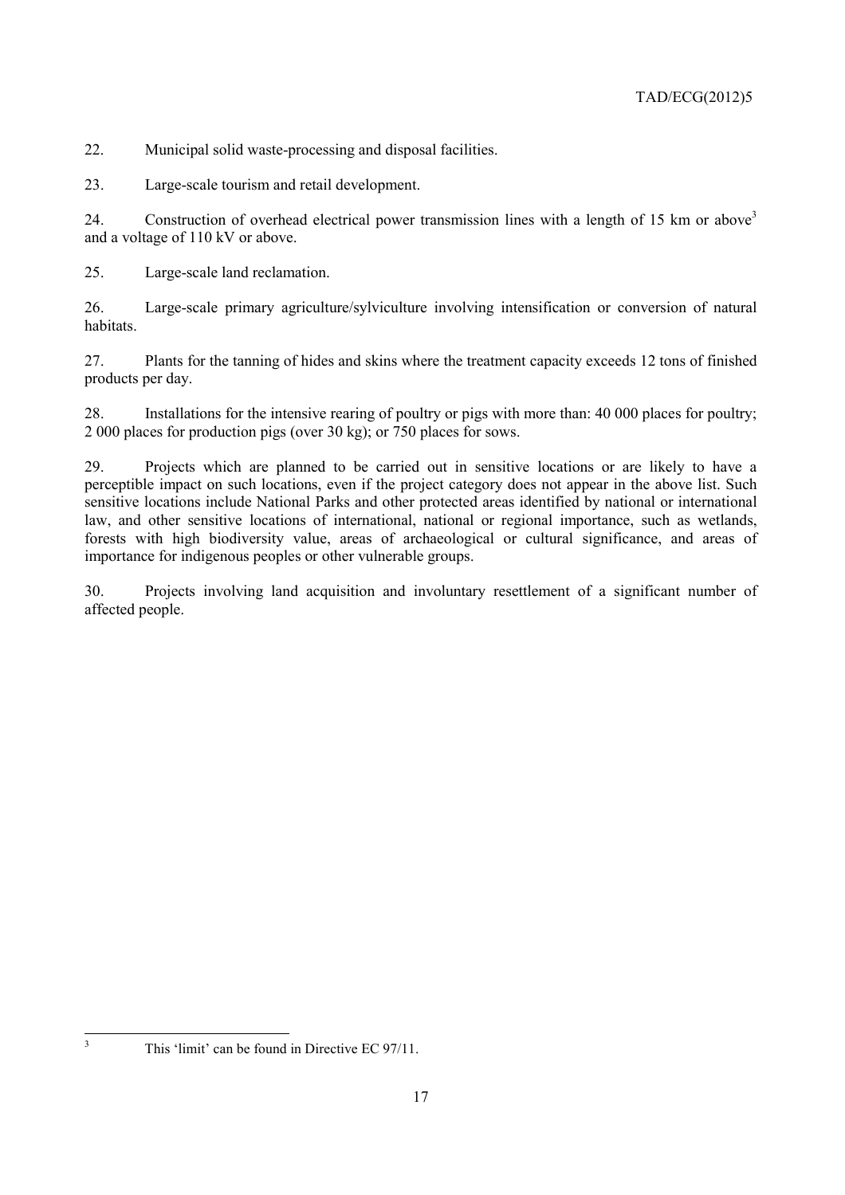22. Municipal solid waste-processing and disposal facilities.

23. Large-scale tourism and retail development.

24. Construction of overhead electrical power transmission lines with a length of 15 km or above[3] and a voltage of 110 kV or above.

25. Large-scale land reclamation.

26. Large-scale primary agriculture/sylviculture involving intensification or conversion of natural habitats.

27. Plants for the tanning of hides and skins where the treatment capacity exceeds 12 tons of finished products per day.

28. Installations for the intensive rearing of poultry or pigs with more than: 40 000 places for poultry; 2 000 places for production pigs (over 30 kg); or 750 places for sows.

29. Projects which are planned to be carried out in sensitive locations or are likely to have a perceptible impact on such locations, even if the project category does not appear in the above list. Such sensitive locations include National Parks and other protected areas identified by national or international law, and other sensitive locations of international, national or regional importance, such as wetlands, forests with high biodiversity value, areas of archaeological or cultural significance, and areas of importance for indigenous peoples or other vulnerable groups.

30. Projects involving land acquisition and involuntary resettlement of a significant number of affected people.

---

[3] This 'limit' can be found in Directive EC 97/11.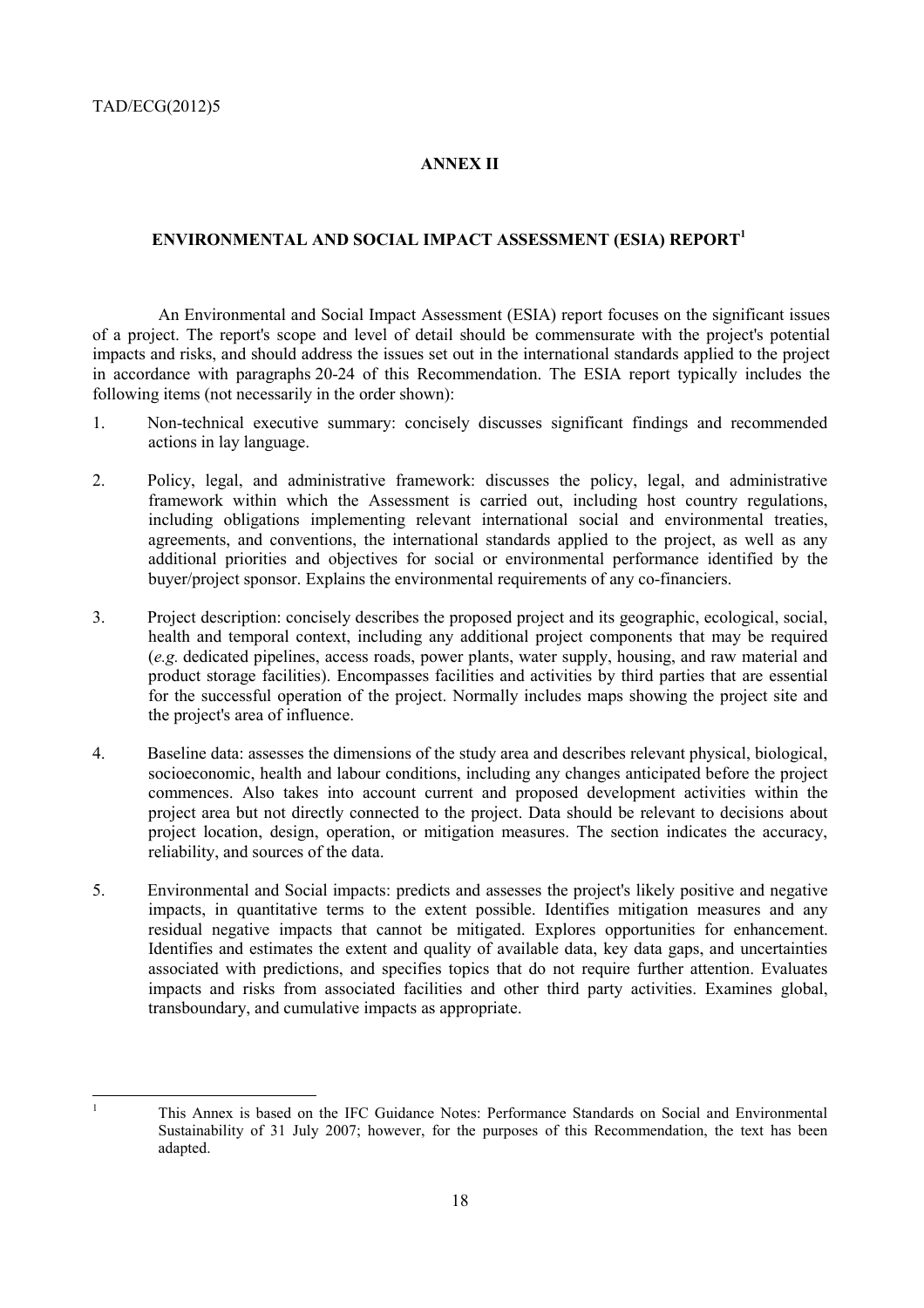## ANNEX II

## ENVIRONMENTAL AND SOCIAL IMPACT ASSESSMENT (ESIA) REPORT[1]

An Environmental and Social Impact Assessment (ESIA) report focuses on the significant issues of a project. The report's scope and level of detail should be commensurate with the project's potential impacts and risks, and should address the issues set out in the international standards applied to the project in accordance with paragraphs 20-24 of this Recommendation. The ESIA report typically includes the following items (not necessarily in the order shown):

1. Non-technical executive summary: concisely discusses significant findings and recommended actions in lay language.

2. Policy, legal, and administrative framework: discusses the policy, legal, and administrative framework within which the Assessment is carried out, including host country regulations, including obligations implementing relevant international social and environmental treaties, agreements, and conventions, the international standards applied to the project, as well as any additional priorities and objectives for social or environmental performance identified by the buyer/project sponsor. Explains the environmental requirements of any co-financiers.

3. Project description: concisely describes the proposed project and its geographic, ecological, social, health and temporal context, including any additional project components that may be required (*e.g.* dedicated pipelines, access roads, power plants, water supply, housing, and raw material and product storage facilities). Encompasses facilities and activities by third parties that are essential for the successful operation of the project. Normally includes maps showing the project site and the project's area of influence.

4. Baseline data: assesses the dimensions of the study area and describes relevant physical, biological, socioeconomic, health and labour conditions, including any changes anticipated before the project commences. Also takes into account current and proposed development activities within the project area but not directly connected to the project. Data should be relevant to decisions about project location, design, operation, or mitigation measures. The section indicates the accuracy, reliability, and sources of the data.

5. Environmental and Social impacts: predicts and assesses the project's likely positive and negative impacts, in quantitative terms to the extent possible. Identifies mitigation measures and any residual negative impacts that cannot be mitigated. Explores opportunities for enhancement. Identifies and estimates the extent and quality of available data, key data gaps, and uncertainties associated with predictions, and specifies topics that do not require further attention. Evaluates impacts and risks from associated facilities and other third party activities. Examines global, transboundary, and cumulative impacts as appropriate.

---

[1] This Annex is based on the IFC Guidance Notes: Performance Standards on Social and Environmental Sustainability of 31 July 2007; however, for the purposes of this Recommendation, the text has been adapted.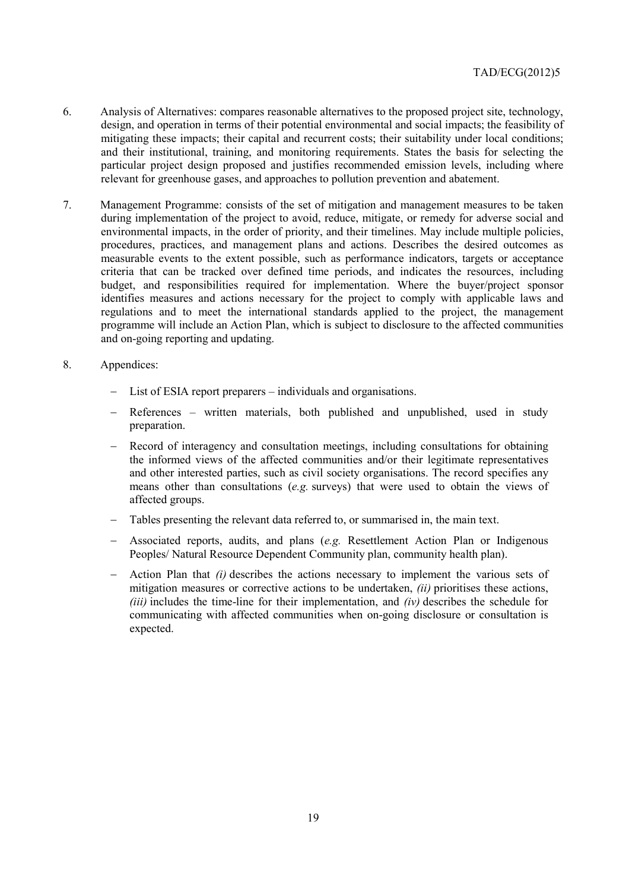6. Analysis of Alternatives: compares reasonable alternatives to the proposed project site, technology, design, and operation in terms of their potential environmental and social impacts; the feasibility of mitigating these impacts; their capital and recurrent costs; their suitability under local conditions; and their institutional, training, and monitoring requirements. States the basis for selecting the particular project design proposed and justifies recommended emission levels, including where relevant for greenhouse gases, and approaches to pollution prevention and abatement.

7. Management Programme: consists of the set of mitigation and management measures to be taken during implementation of the project to avoid, reduce, mitigate, or remedy for adverse social and environmental impacts, in the order of priority, and their timelines. May include multiple policies, procedures, practices, and management plans and actions. Describes the desired outcomes as measurable events to the extent possible, such as performance indicators, targets or acceptance criteria that can be tracked over defined time periods, and indicates the resources, including budget, and responsibilities required for implementation. Where the buyer/project sponsor identifies measures and actions necessary for the project to comply with applicable laws and regulations and to meet the international standards applied to the project, the management programme will include an Action Plan, which is subject to disclosure to the affected communities and on-going reporting and updating.

8. Appendices:

   - List of ESIA report preparers – individuals and organisations.
   - References – written materials, both published and unpublished, used in study preparation.
   - Record of interagency and consultation meetings, including consultations for obtaining the informed views of the affected communities and/or their legitimate representatives and other interested parties, such as civil society organisations. The record specifies any means other than consultations (*e.g.* surveys) that were used to obtain the views of affected groups.
   - Tables presenting the relevant data referred to, or summarised in, the main text.
   - Associated reports, audits, and plans (*e.g.* Resettlement Action Plan or Indigenous Peoples/ Natural Resource Dependent Community plan, community health plan).
   - Action Plan that *(i)* describes the actions necessary to implement the various sets of mitigation measures or corrective actions to be undertaken, *(ii)* prioritises these actions, *(iii)* includes the time-line for their implementation, and *(iv)* describes the schedule for communicating with affected communities when on-going disclosure or consultation is expected.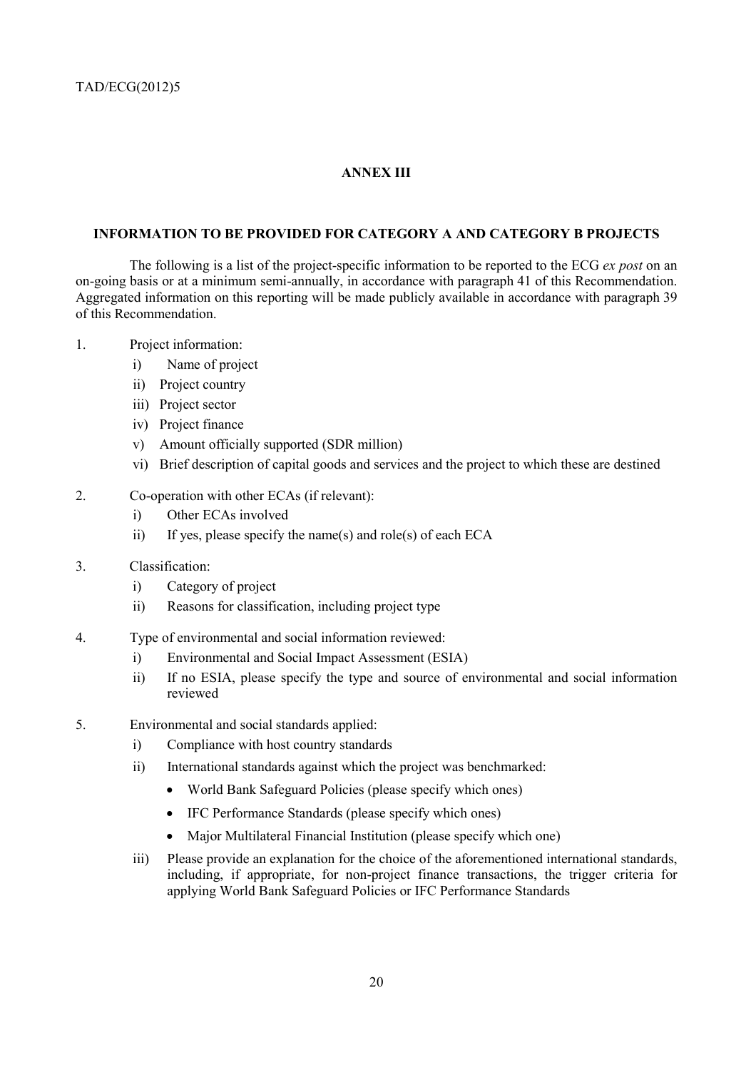## ANNEX III

### INFORMATION TO BE PROVIDED FOR CATEGORY A AND CATEGORY B PROJECTS

The following is a list of the project-specific information to be reported to the ECG *ex post* on an on-going basis or at a minimum semi-annually, in accordance with paragraph 41 of this Recommendation. Aggregated information on this reporting will be made publicly available in accordance with paragraph 39 of this Recommendation.

1. Project information:
   - i) Name of project
   - ii) Project country
   - iii) Project sector
   - iv) Project finance
   - v) Amount officially supported (SDR million)
   - vi) Brief description of capital goods and services and the project to which these are destined

2. Co-operation with other ECAs (if relevant):
   - i) Other ECAs involved
   - ii) If yes, please specify the name(s) and role(s) of each ECA

3. Classification:
   - i) Category of project
   - ii) Reasons for classification, including project type

4. Type of environmental and social information reviewed:
   - i) Environmental and Social Impact Assessment (ESIA)
   - ii) If no ESIA, please specify the type and source of environmental and social information reviewed

5. Environmental and social standards applied:
   - i) Compliance with host country standards
   - ii) International standards against which the project was benchmarked:
     - World Bank Safeguard Policies (please specify which ones)
     - IFC Performance Standards (please specify which ones)
     - Major Multilateral Financial Institution (please specify which one)
   - iii) Please provide an explanation for the choice of the aforementioned international standards, including, if appropriate, for non-project finance transactions, the trigger criteria for applying World Bank Safeguard Policies or IFC Performance Standards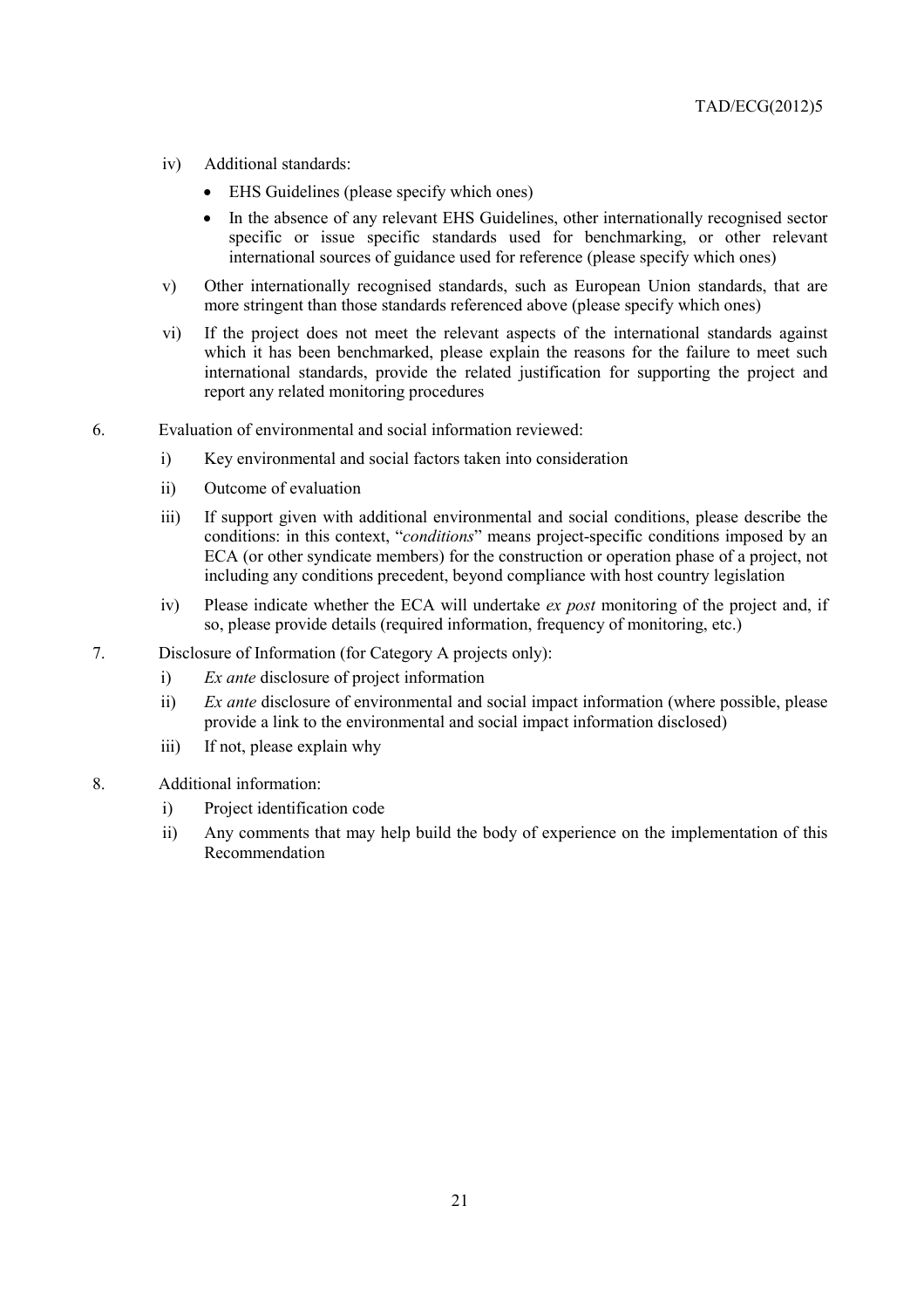iv) Additional standards:

- EHS Guidelines (please specify which ones)
- In the absence of any relevant EHS Guidelines, other internationally recognised sector specific or issue specific standards used for benchmarking, or other relevant international sources of guidance used for reference (please specify which ones)

v) Other internationally recognised standards, such as European Union standards, that are more stringent than those standards referenced above (please specify which ones)

vi) If the project does not meet the relevant aspects of the international standards against which it has been benchmarked, please explain the reasons for the failure to meet such international standards, provide the related justification for supporting the project and report any related monitoring procedures

6. Evaluation of environmental and social information reviewed:

   i) Key environmental and social factors taken into consideration

   ii) Outcome of evaluation

   iii) If support given with additional environmental and social conditions, please describe the conditions: in this context, "*conditions*" means project-specific conditions imposed by an ECA (or other syndicate members) for the construction or operation phase of a project, not including any conditions precedent, beyond compliance with host country legislation

   iv) Please indicate whether the ECA will undertake *ex post* monitoring of the project and, if so, please provide details (required information, frequency of monitoring, etc.)

7. Disclosure of Information (for Category A projects only):

   i) *Ex ante* disclosure of project information

   ii) *Ex ante* disclosure of environmental and social impact information (where possible, please provide a link to the environmental and social impact information disclosed)

   iii) If not, please explain why

8. Additional information:

   i) Project identification code

   ii) Any comments that may help build the body of experience on the implementation of this Recommendation